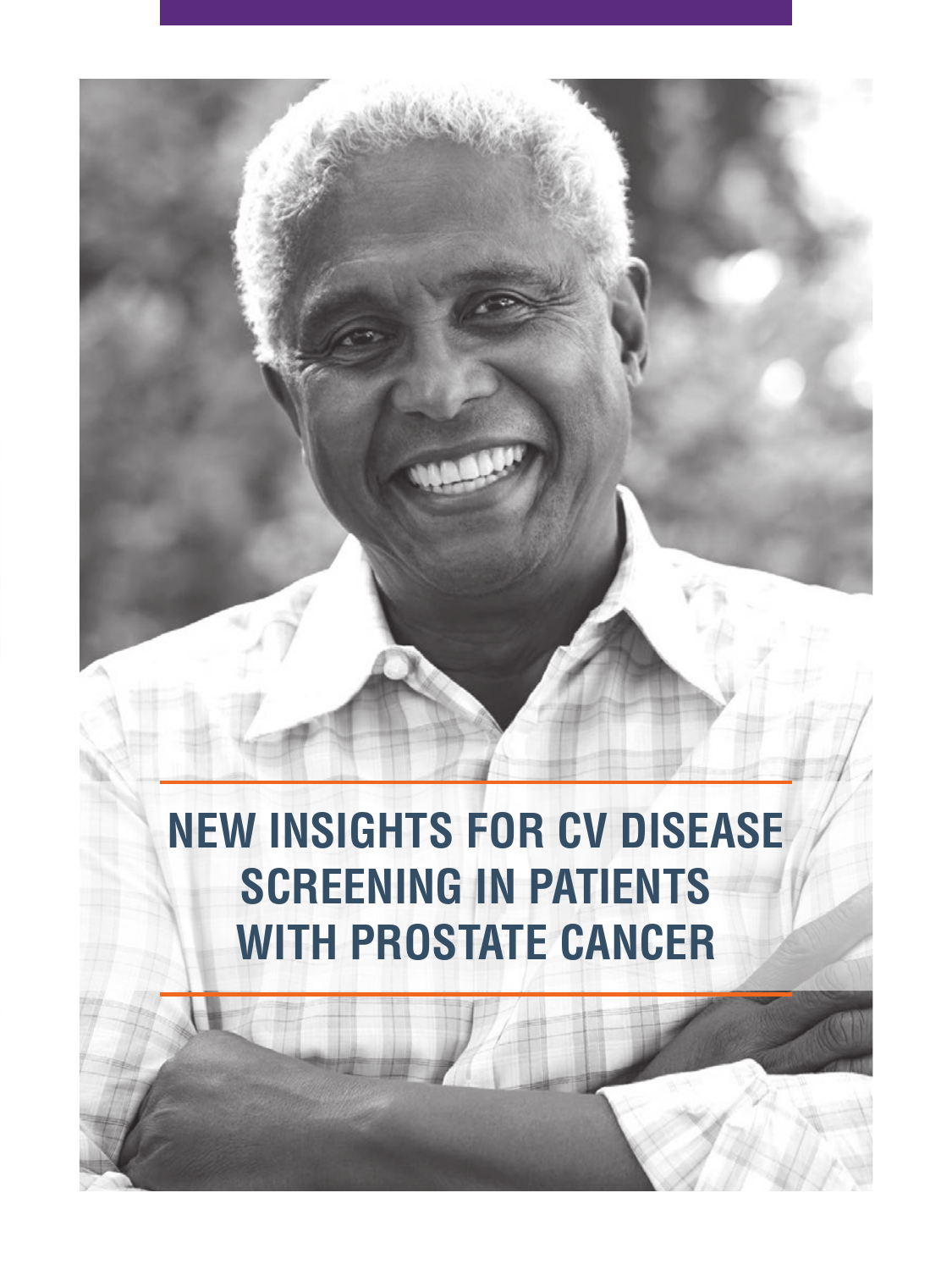# NEW INSIGHTS FOR CV DISEASE SCREENING IN PATIENTS WITH PROSTATE CANCER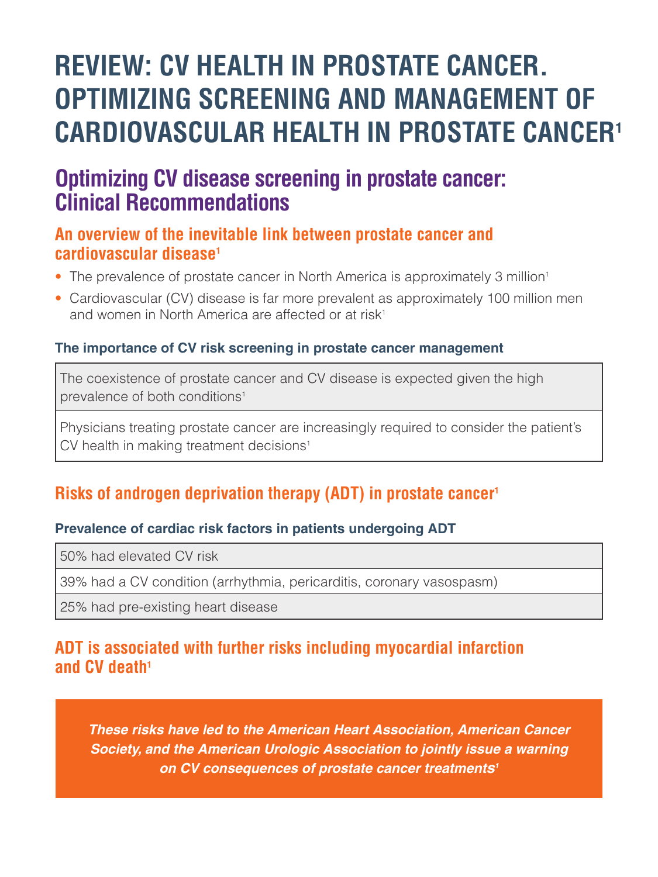# REVIEW: CV HEALTH IN PROSTATE CANCER. OPTIMIZING SCREENING AND MANAGEMENT OF CARDIOVASCULAR HEALTH IN PROSTATE CANCER[1]

## Optimizing CV disease screening in prostate cancer: Clinical Recommendations

### An overview of the inevitable link between prostate cancer and cardiovascular disease[1]

- The prevalence of prostate cancer in North America is approximately 3 million[1]
- Cardiovascular (CV) disease is far more prevalent as approximately 100 million men and women in North America are affected or at risk[1]

#### The importance of CV risk screening in prostate cancer management

| The coexistence of prostate cancer and CV disease is expected given the high prevalence of both conditions[1] |
|---|
| Physicians treating prostate cancer are increasingly required to consider the patient's CV health in making treatment decisions[1] |

### Risks of androgen deprivation therapy (ADT) in prostate cancer[1]

#### Prevalence of cardiac risk factors in patients undergoing ADT

| 50% had elevated CV risk |
|---|
| 39% had a CV condition (arrhythmia, pericarditis, coronary vasospasm) |
| 25% had pre-existing heart disease |

### ADT is associated with further risks including myocardial infarction and CV death[1]

***These risks have led to the American Heart Association, American Cancer Society, and the American Urologic Association to jointly issue a warning on CV consequences of prostate cancer treatments[1]***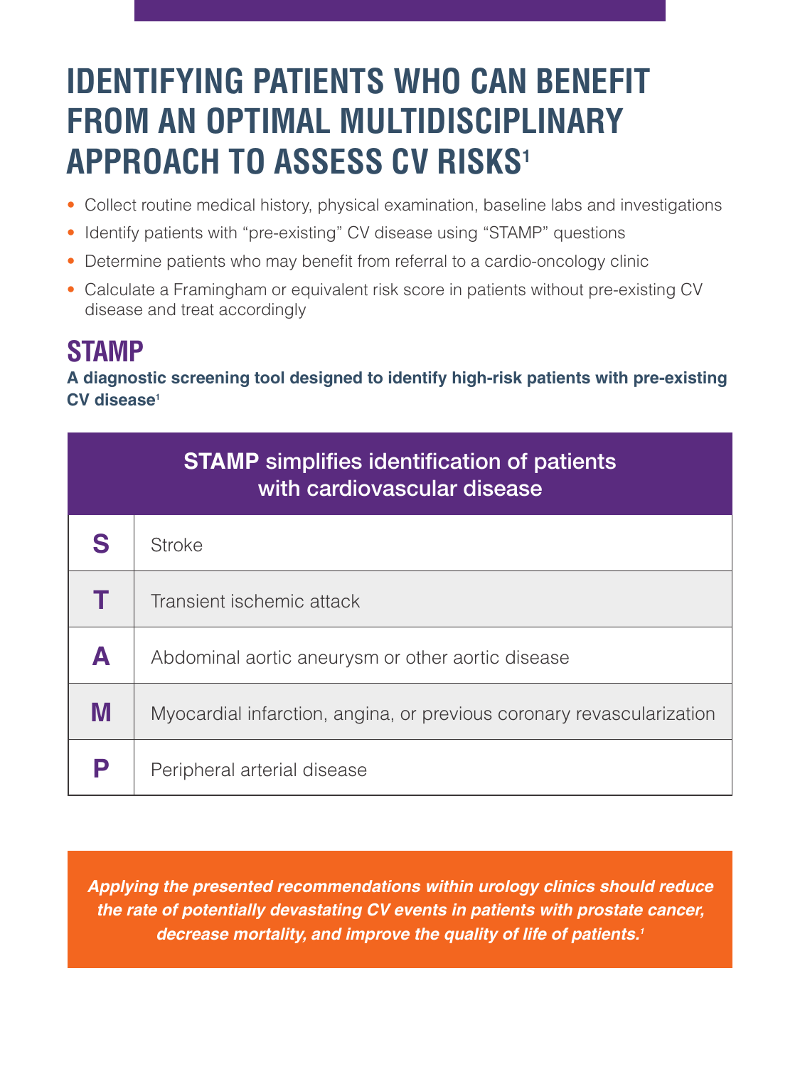# IDENTIFYING PATIENTS WHO CAN BENEFIT FROM AN OPTIMAL MULTIDISCIPLINARY APPROACH TO ASSESS CV RISKS[1]

- Collect routine medical history, physical examination, baseline labs and investigations
- Identify patients with "pre-existing" CV disease using "STAMP" questions
- Determine patients who may benefit from referral to a cardio-oncology clinic
- Calculate a Framingham or equivalent risk score in patients without pre-existing CV disease and treat accordingly

## STAMP

**A diagnostic screening tool designed to identify high-risk patients with pre-existing CV disease[1]**

| **STAMP** simplifies identification of patients with cardiovascular disease | |
|---|---|
| **S** | Stroke |
| **T** | Transient ischemic attack |
| **A** | Abdominal aortic aneurysm or other aortic disease |
| **M** | Myocardial infarction, angina, or previous coronary revascularization |
| **P** | Peripheral arterial disease |

***Applying the presented recommendations within urology clinics should reduce the rate of potentially devastating CV events in patients with prostate cancer, decrease mortality, and improve the quality of life of patients.[1]***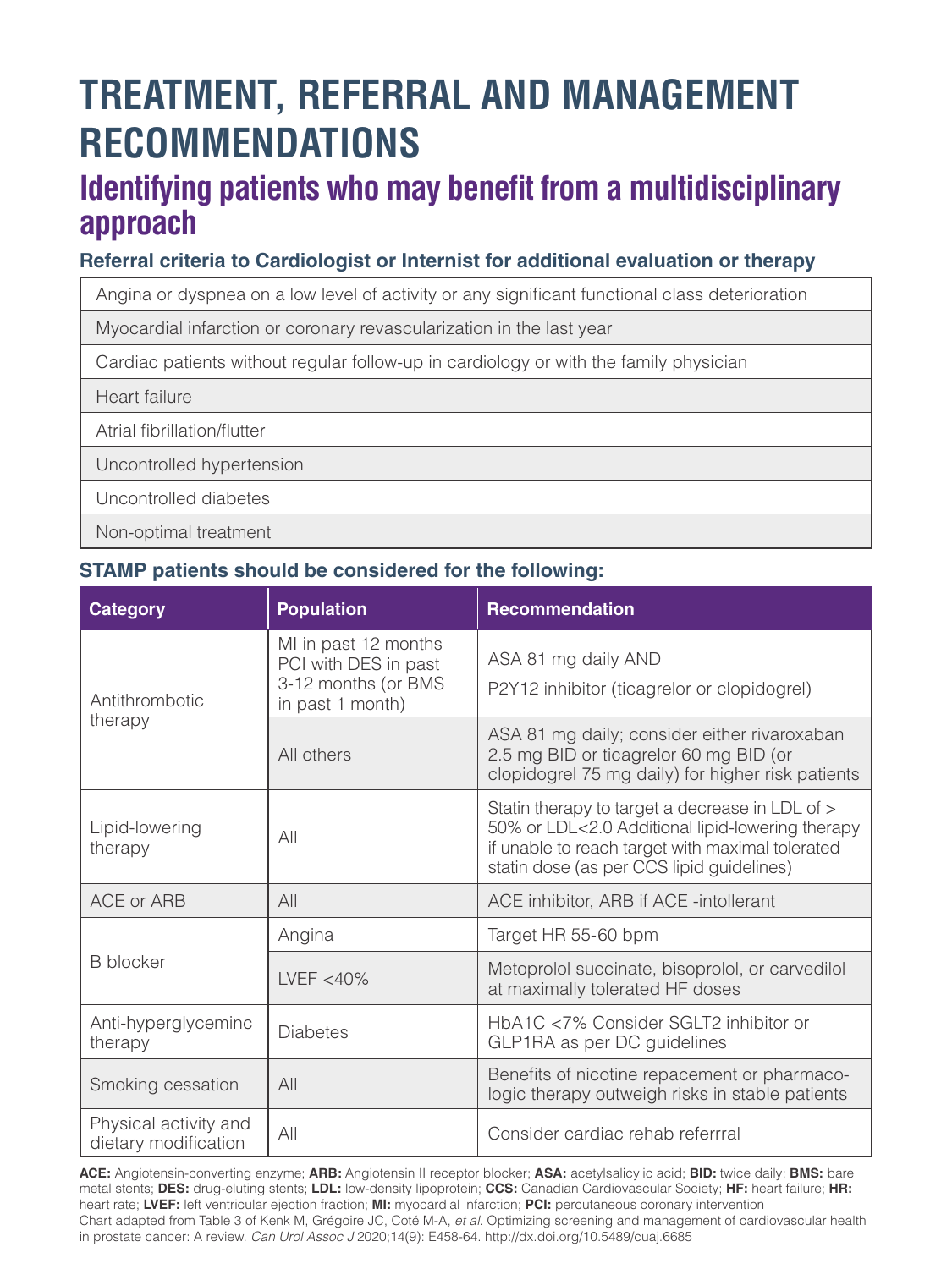# TREATMENT, REFERRAL AND MANAGEMENT RECOMMENDATIONS

## Identifying patients who may benefit from a multidisciplinary approach

### Referral criteria to Cardiologist or Internist for additional evaluation or therapy

| |
|---|
| Angina or dyspnea on a low level of activity or any significant functional class deterioration |
| Myocardial infarction or coronary revascularization in the last year |
| Cardiac patients without regular follow-up in cardiology or with the family physician |
| Heart failure |
| Atrial fibrillation/flutter |
| Uncontrolled hypertension |
| Uncontrolled diabetes |
| Non-optimal treatment |

### STAMP patients should be considered for the following:

| Category | Population | Recommendation |
|---|---|---|
| Antithrombotic therapy | MI in past 12 months PCI with DES in past 3-12 months (or BMS in past 1 month) | ASA 81 mg daily AND P2Y12 inhibitor (ticagrelor or clopidogrel) |
| | All others | ASA 81 mg daily; consider either rivaroxaban 2.5 mg BID or ticagrelor 60 mg BID (or clopidogrel 75 mg daily) for higher risk patients |
| Lipid-lowering therapy | All | Statin therapy to target a decrease in LDL of > 50% or LDL<2.0 Additional lipid-lowering therapy if unable to reach target with maximal tolerated statin dose (as per CCS lipid guidelines) |
| ACE or ARB | All | ACE inhibitor, ARB if ACE -intollerant |
| B blocker | Angina | Target HR 55-60 bpm |
| | LVEF <40% | Metoprolol succinate, bisoprolol, or carvedilol at maximally tolerated HF doses |
| Anti-hyperglyceminc therapy | Diabetes | HbA1C <7% Consider SGLT2 inhibitor or GLP1RA as per DC guidelines |
| Smoking cessation | All | Benefits of nicotine repacement or pharmaco-logic therapy outweigh risks in stable patients |
| Physical activity and dietary modification | All | Consider cardiac rehab referrral |

**ACE:** Angiotensin-converting enzyme; **ARB:** Angiotensin II receptor blocker; **ASA:** acetylsalicylic acid; **BID:** twice daily; **BMS:** bare metal stents; **DES:** drug-eluting stents; **LDL:** low-density lipoprotein; **CCS:** Canadian Cardiovascular Society; **HF:** heart failure; **HR:** heart rate; **LVEF:** left ventricular ejection fraction; **MI:** myocardial infarction; **PCI:** percutaneous coronary intervention

Chart adapted from Table 3 of Kenk M, Grégoire JC, Coté M-A, *et al.* Optimizing screening and management of cardiovascular health in prostate cancer: A review. *Can Urol Assoc J* 2020;14(9): E458-64. http://dx.doi.org/10.5489/cuaj.6685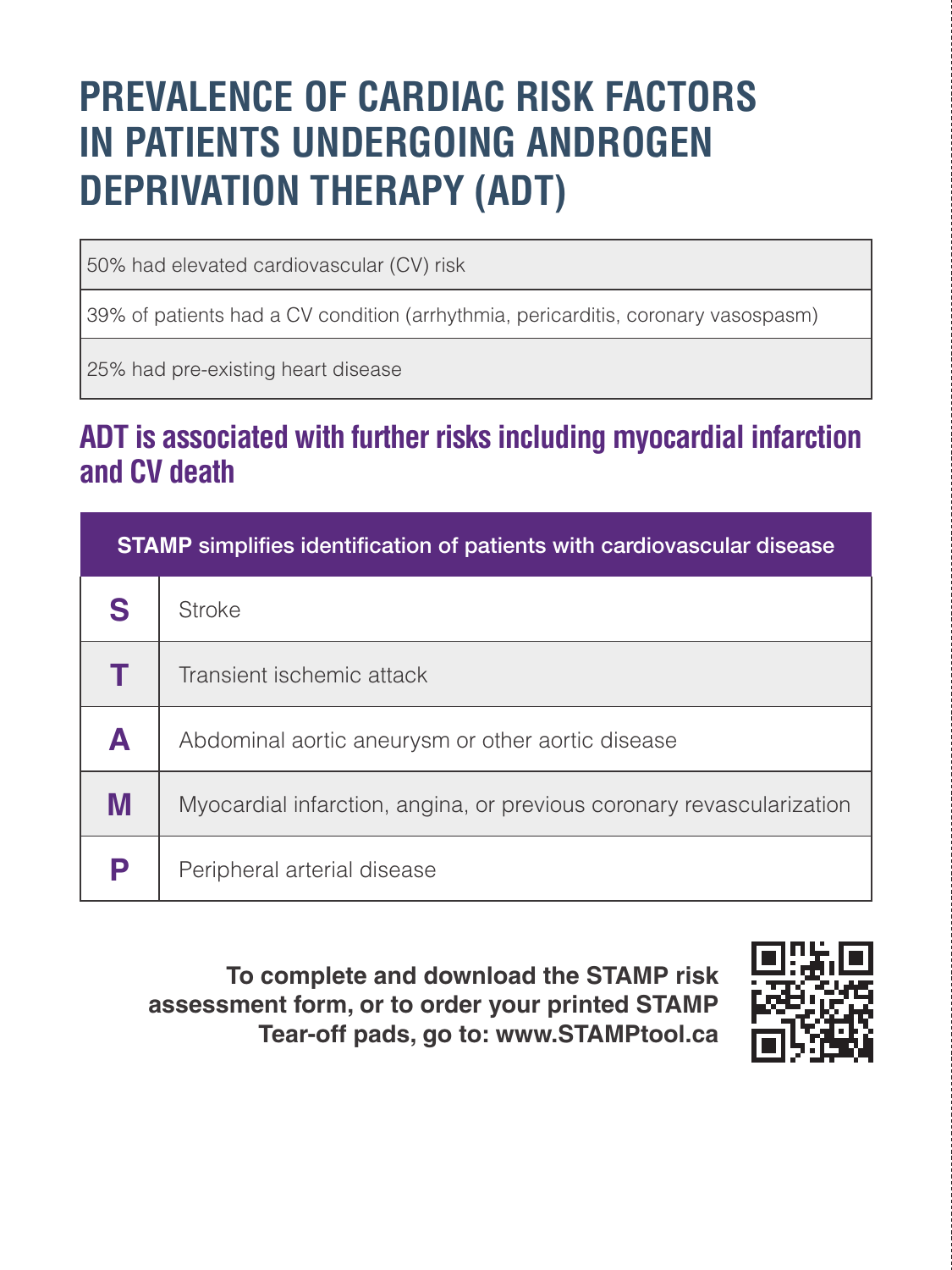# PREVALENCE OF CARDIAC RISK FACTORS IN PATIENTS UNDERGOING ANDROGEN DEPRIVATION THERAPY (ADT)

| |
|---|
| 50% had elevated cardiovascular (CV) risk |
| 39% of patients had a CV condition (arrhythmia, pericarditis, coronary vasospasm) |
| 25% had pre-existing heart disease |

## ADT is associated with further risks including myocardial infarction and CV death

| **STAMP** simplifies identification of patients with cardiovascular disease | |
|---|---|
| **S** | Stroke |
| **T** | Transient ischemic attack |
| **A** | Abdominal aortic aneurysm or other aortic disease |
| **M** | Myocardial infarction, angina, or previous coronary revascularization |
| **P** | Peripheral arterial disease |

**To complete and download the STAMP risk assessment form, or to order your printed STAMP Tear-off pads, go to: www.STAMPtool.ca**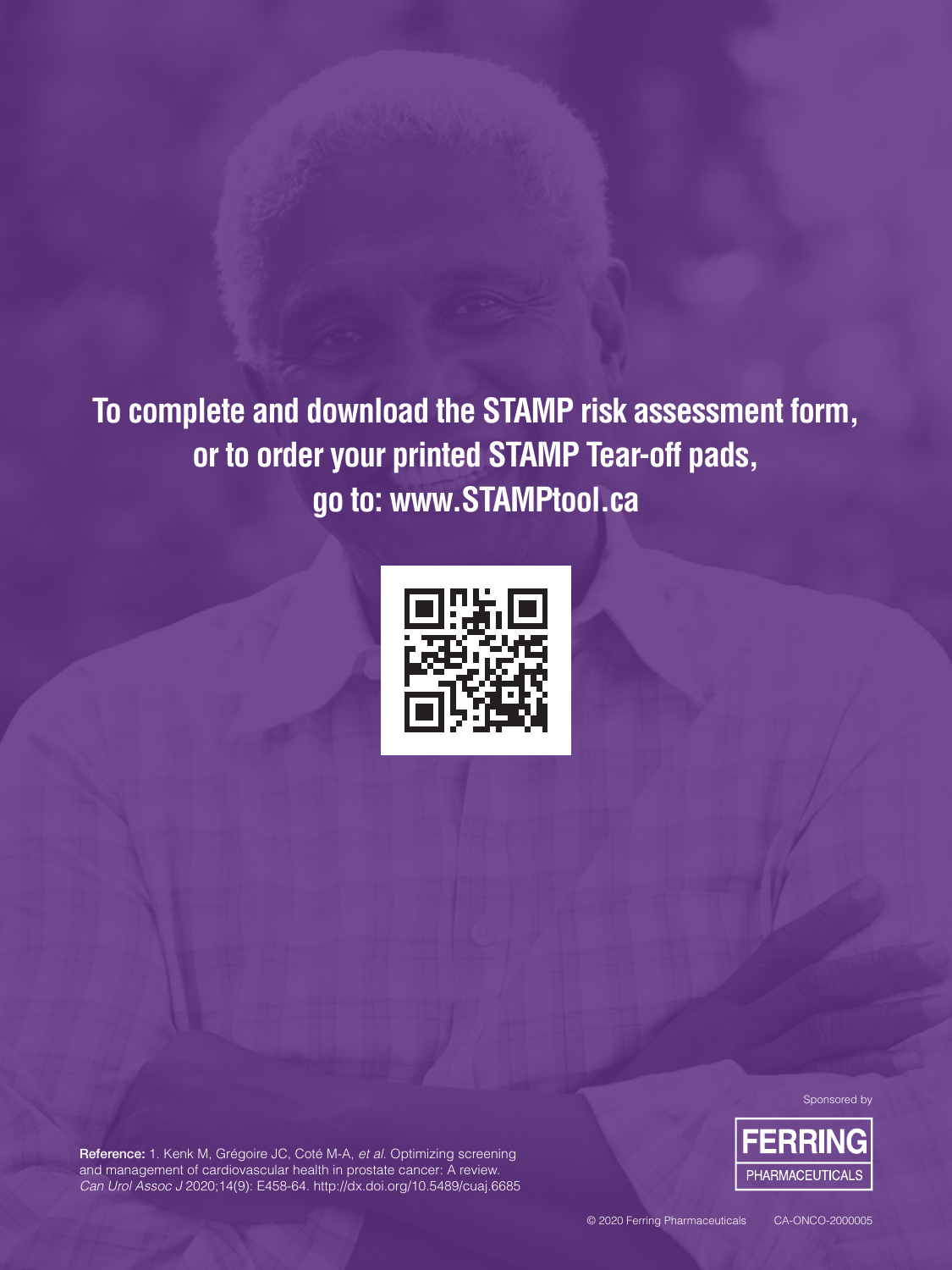**To complete and download the STAMP risk assessment form, or to order your printed STAMP Tear-off pads, go to: www.STAMPtool.ca**

Sponsored by

FERRING PHARMACEUTICALS

**Reference:** 1. Kenk M, Grégoire JC, Coté M-A, *et al*. Optimizing screening and management of cardiovascular health in prostate cancer: A review. *Can Urol Assoc J* 2020;14(9): E458-64. http://dx.doi.org/10.5489/cuaj.6685

© 2020 Ferring Pharmaceuticals CA-ONCO-2000005